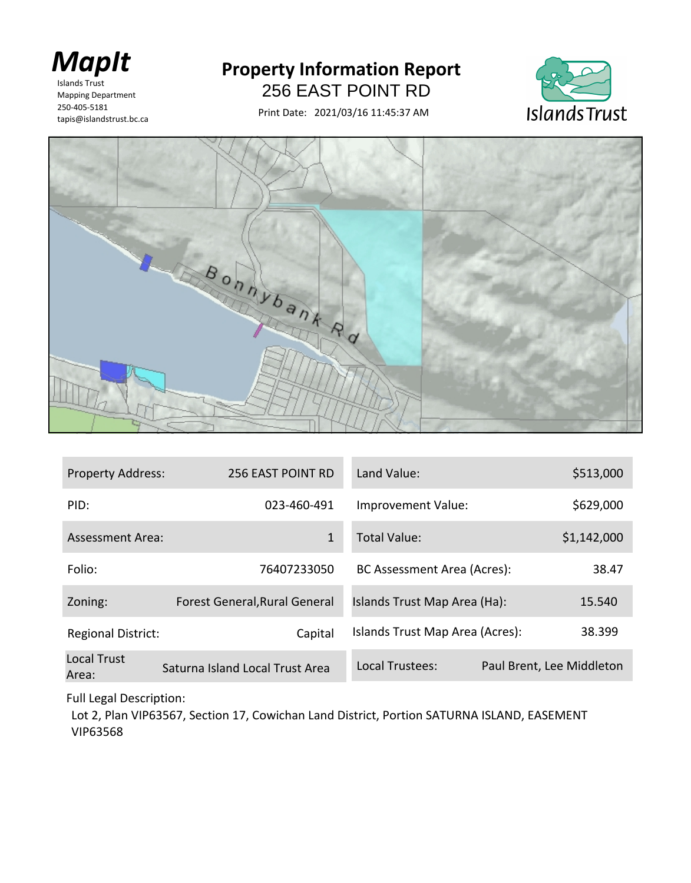**MapIt**

Islands Trust
Mapping Department
250-405-5181
tapis@islandstrust.bc.ca

# Property Information Report

## 256 EAST POINT RD

Print Date: 2021/03/16 11:45:37 AM

Islands Trust

| Property Address: | 256 EAST POINT RD | Land Value: | $513,000 |
|---|---|---|---|
| PID: | 023-460-491 | Improvement Value: | $629,000 |
| Assessment Area: | 1 | Total Value: | $1,142,000 |
| Folio: | 76407233050 | BC Assessment Area (Acres): | 38.47 |
| Zoning: | Forest General,Rural General | Islands Trust Map Area (Ha): | 15.540 |
| Regional District: | Capital | Islands Trust Map Area (Acres): | 38.399 |
| Local Trust Area: | Saturna Island Local Trust Area | Local Trustees: | Paul Brent, Lee Middleton |

Full Legal Description:

Lot 2, Plan VIP63567, Section 17, Cowichan Land District, Portion SATURNA ISLAND, EASEMENT VIP63568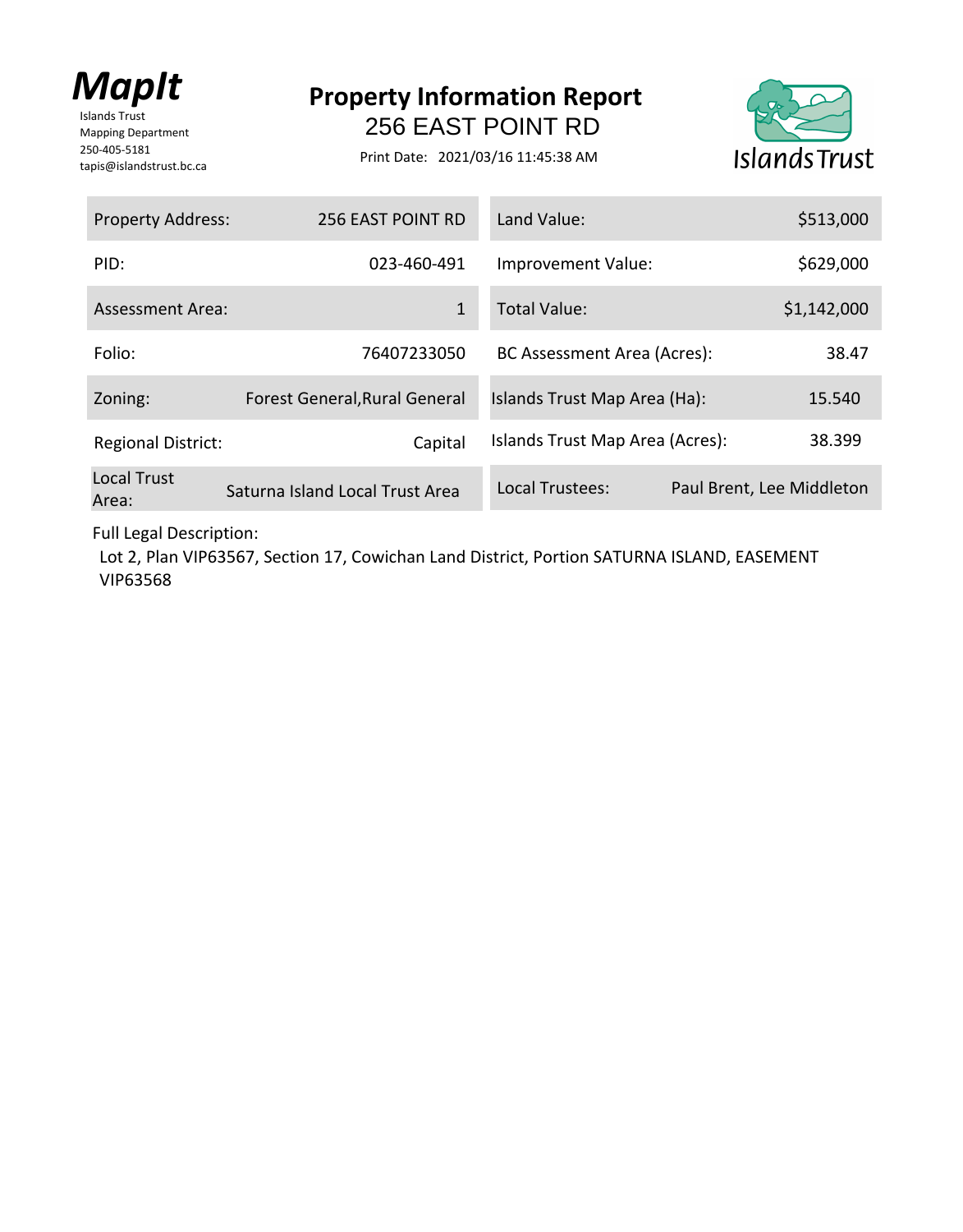**MapIt**

Islands Trust
Mapping Department
250-405-5181
tapis@islandstrust.bc.ca

# Property Information Report

## 256 EAST POINT RD

Print Date: 2021/03/16 11:45:38 AM

Islands Trust

| | | | |
|---|---|---|---|
| Property Address: | 256 EAST POINT RD | Land Value: | $513,000 |
| PID: | 023-460-491 | Improvement Value: | $629,000 |
| Assessment Area: | 1 | Total Value: | $1,142,000 |
| Folio: | 76407233050 | BC Assessment Area (Acres): | 38.47 |
| Zoning: | Forest General,Rural General | Islands Trust Map Area (Ha): | 15.540 |
| Regional District: | Capital | Islands Trust Map Area (Acres): | 38.399 |
| Local Trust Area: | Saturna Island Local Trust Area | Local Trustees: | Paul Brent, Lee Middleton |

Full Legal Description:

Lot 2, Plan VIP63567, Section 17, Cowichan Land District, Portion SATURNA ISLAND, EASEMENT VIP63568